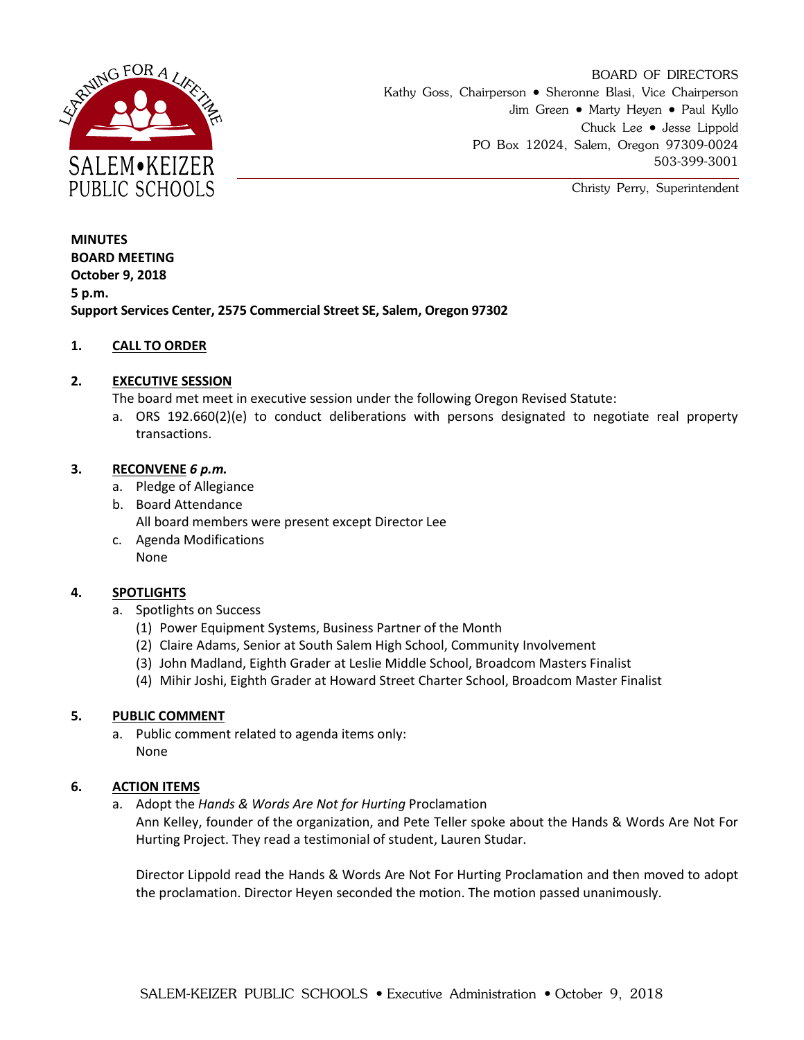BOARD OF DIRECTORS
Kathy Goss, Chairperson • Sheronne Blasi, Vice Chairperson
Jim Green • Marty Heyen • Paul Kyllo
Chuck Lee • Jesse Lippold
PO Box 12024, Salem, Oregon 97309-0024
503-399-3001

Christy Perry, Superintendent

**MINUTES**
**BOARD MEETING**
**October 9, 2018**
**5 p.m.**
**Support Services Center, 2575 Commercial Street SE, Salem, Oregon 97302**

**1. CALL TO ORDER**

**2. EXECUTIVE SESSION**

The board met meet in executive session under the following Oregon Revised Statute:

a. ORS 192.660(2)(e) to conduct deliberations with persons designated to negotiate real property transactions.

**3. RECONVENE *6 p.m.***

a. Pledge of Allegiance
b. Board Attendance
   All board members were present except Director Lee
c. Agenda Modifications
   None

**4. SPOTLIGHTS**

a. Spotlights on Success
   (1) Power Equipment Systems, Business Partner of the Month
   (2) Claire Adams, Senior at South Salem High School, Community Involvement
   (3) John Madland, Eighth Grader at Leslie Middle School, Broadcom Masters Finalist
   (4) Mihir Joshi, Eighth Grader at Howard Street Charter School, Broadcom Master Finalist

**5. PUBLIC COMMENT**

a. Public comment related to agenda items only:
   None

**6. ACTION ITEMS**

a. Adopt the *Hands & Words Are Not for Hurting* Proclamation
   Ann Kelley, founder of the organization, and Pete Teller spoke about the Hands & Words Are Not For Hurting Project. They read a testimonial of student, Lauren Studar.

   Director Lippold read the Hands & Words Are Not For Hurting Proclamation and then moved to adopt the proclamation. Director Heyen seconded the motion. The motion passed unanimously.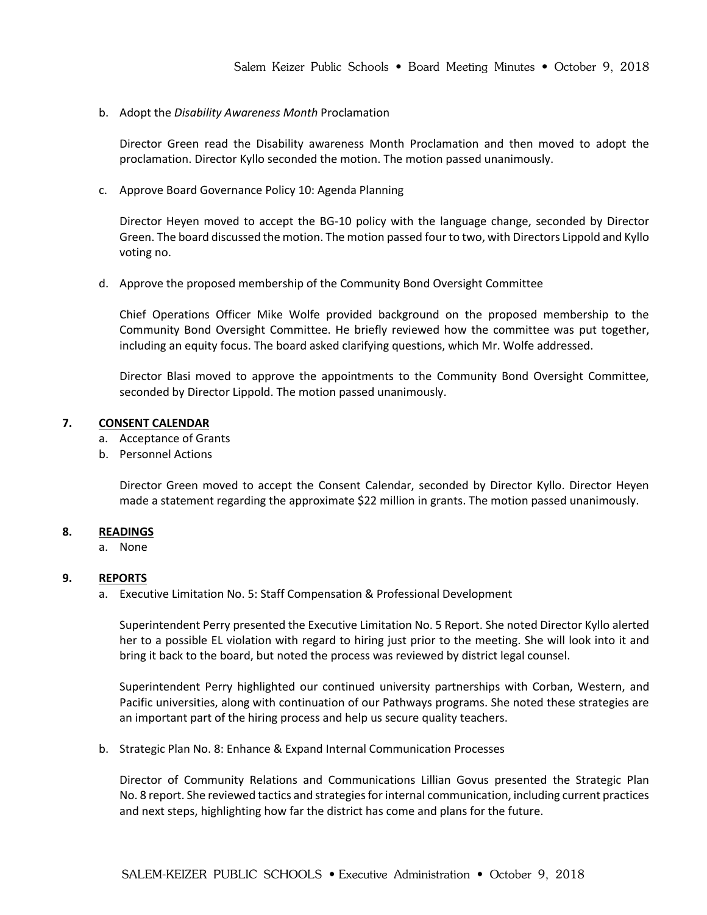b. Adopt the *Disability Awareness Month* Proclamation

Director Green read the Disability awareness Month Proclamation and then moved to adopt the proclamation. Director Kyllo seconded the motion. The motion passed unanimously.

c. Approve Board Governance Policy 10: Agenda Planning

Director Heyen moved to accept the BG-10 policy with the language change, seconded by Director Green. The board discussed the motion. The motion passed four to two, with Directors Lippold and Kyllo voting no.

d. Approve the proposed membership of the Community Bond Oversight Committee

Chief Operations Officer Mike Wolfe provided background on the proposed membership to the Community Bond Oversight Committee. He briefly reviewed how the committee was put together, including an equity focus. The board asked clarifying questions, which Mr. Wolfe addressed.

Director Blasi moved to approve the appointments to the Community Bond Oversight Committee, seconded by Director Lippold. The motion passed unanimously.

**7. <u>CONSENT CALENDAR</u>**

a. Acceptance of Grants
b. Personnel Actions

Director Green moved to accept the Consent Calendar, seconded by Director Kyllo. Director Heyen made a statement regarding the approximate $22 million in grants. The motion passed unanimously.

**8. <u>READINGS</u>**

a. None

**9. <u>REPORTS</u>**

a. Executive Limitation No. 5: Staff Compensation & Professional Development

Superintendent Perry presented the Executive Limitation No. 5 Report. She noted Director Kyllo alerted her to a possible EL violation with regard to hiring just prior to the meeting. She will look into it and bring it back to the board, but noted the process was reviewed by district legal counsel.

Superintendent Perry highlighted our continued university partnerships with Corban, Western, and Pacific universities, along with continuation of our Pathways programs. She noted these strategies are an important part of the hiring process and help us secure quality teachers.

b. Strategic Plan No. 8: Enhance & Expand Internal Communication Processes

Director of Community Relations and Communications Lillian Govus presented the Strategic Plan No. 8 report. She reviewed tactics and strategies for internal communication, including current practices and next steps, highlighting how far the district has come and plans for the future.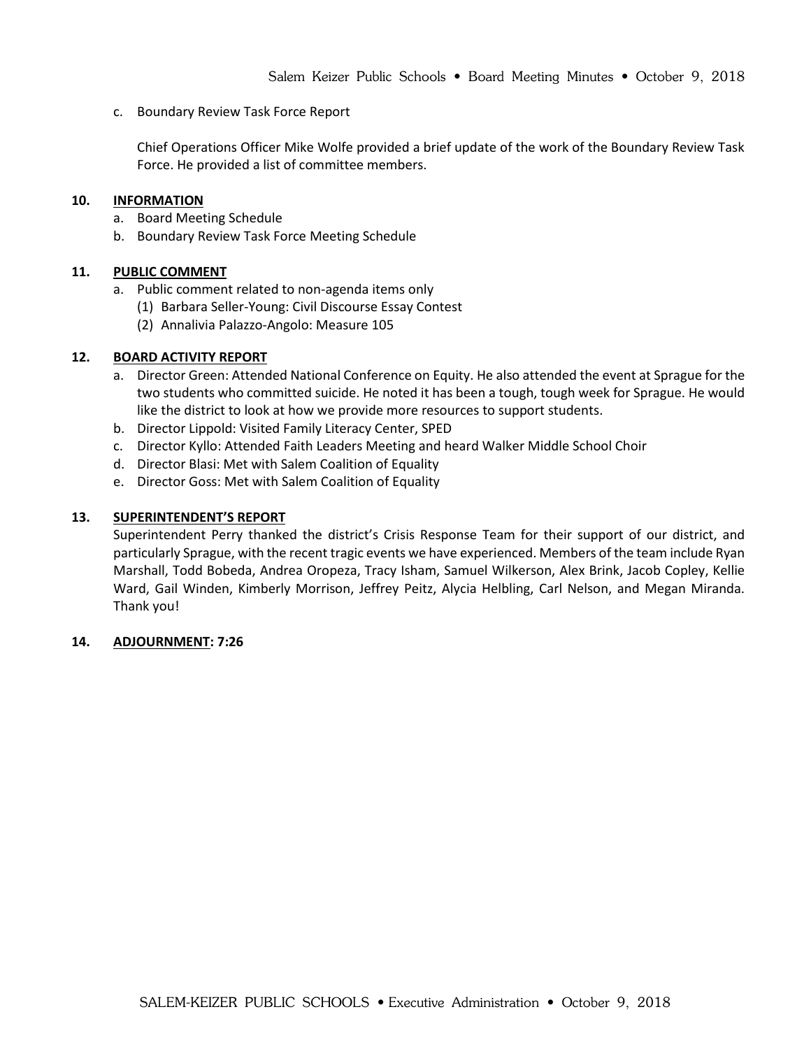c. Boundary Review Task Force Report

Chief Operations Officer Mike Wolfe provided a brief update of the work of the Boundary Review Task Force. He provided a list of committee members.

**10. INFORMATION**

a. Board Meeting Schedule
b. Boundary Review Task Force Meeting Schedule

**11. PUBLIC COMMENT**

a. Public comment related to non-agenda items only
   (1) Barbara Seller-Young: Civil Discourse Essay Contest
   (2) Annalivia Palazzo-Angolo: Measure 105

**12. BOARD ACTIVITY REPORT**

a. Director Green: Attended National Conference on Equity. He also attended the event at Sprague for the two students who committed suicide. He noted it has been a tough, tough week for Sprague. He would like the district to look at how we provide more resources to support students.
b. Director Lippold: Visited Family Literacy Center, SPED
c. Director Kyllo: Attended Faith Leaders Meeting and heard Walker Middle School Choir
d. Director Blasi: Met with Salem Coalition of Equality
e. Director Goss: Met with Salem Coalition of Equality

**13. SUPERINTENDENT'S REPORT**

Superintendent Perry thanked the district's Crisis Response Team for their support of our district, and particularly Sprague, with the recent tragic events we have experienced. Members of the team include Ryan Marshall, Todd Bobeda, Andrea Oropeza, Tracy Isham, Samuel Wilkerson, Alex Brink, Jacob Copley, Kellie Ward, Gail Winden, Kimberly Morrison, Jeffrey Peitz, Alycia Helbling, Carl Nelson, and Megan Miranda. Thank you!

**14. ADJOURNMENT: 7:26**